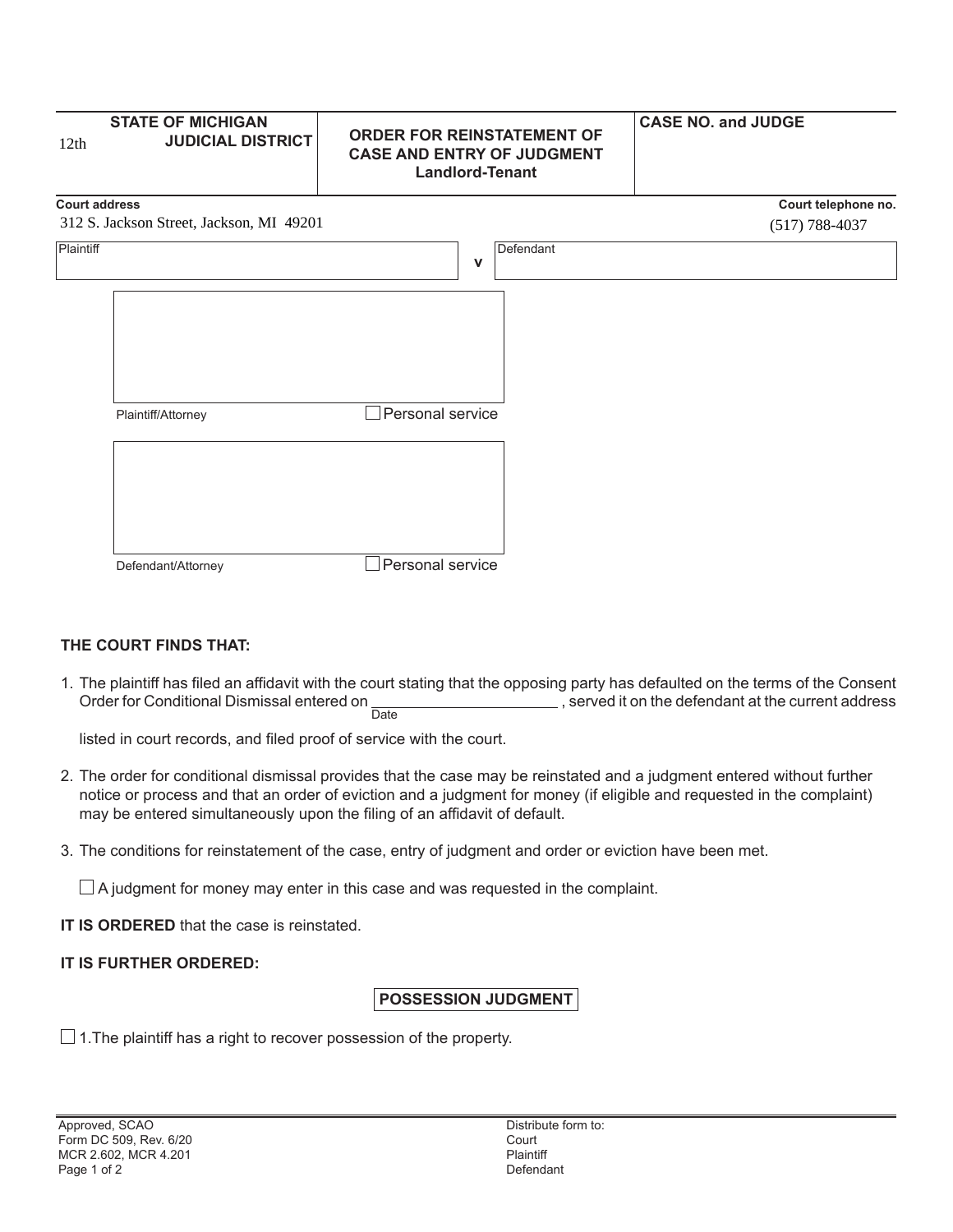| STATE OF MICHIGAN<br>12th JUDICIAL DISTRICT | ORDER FOR REINSTATEMENT OF CASE AND ENTRY OF JUDGMENT<br>Landlord-Tenant | CASE NO. and JUDGE |
|---|---|---|

**Court address**
312 S. Jackson Street, Jackson, MI 49201

**Court telephone no.**
(517) 788-4037

| Plaintiff | v | Defendant |
|---|---|---|
| | | |

Plaintiff/Attorney ☐ Personal service

Defendant/Attorney ☐ Personal service

**THE COURT FINDS THAT:**

1. The plaintiff has filed an affidavit with the court stating that the opposing party has defaulted on the terms of the Consent Order for Conditional Dismissal entered on ____________________ (Date), served it on the defendant at the current address listed in court records, and filed proof of service with the court.

2. The order for conditional dismissal provides that the case may be reinstated and a judgment entered without further notice or process and that an order of eviction and a judgment for money (if eligible and requested in the complaint) may be entered simultaneously upon the filing of an affidavit of default.

3. The conditions for reinstatement of the case, entry of judgment and order or eviction have been met.

   ☐ A judgment for money may enter in this case and was requested in the complaint.

**IT IS ORDERED** that the case is reinstated.

**IT IS FURTHER ORDERED:**

**POSSESSION JUDGMENT**

☐ 1.The plaintiff has a right to recover possession of the property.

Approved, SCAO
Form DC 509, Rev. 6/20
MCR 2.602, MCR 4.201

Distribute form to:
Court
Plaintiff
Defendant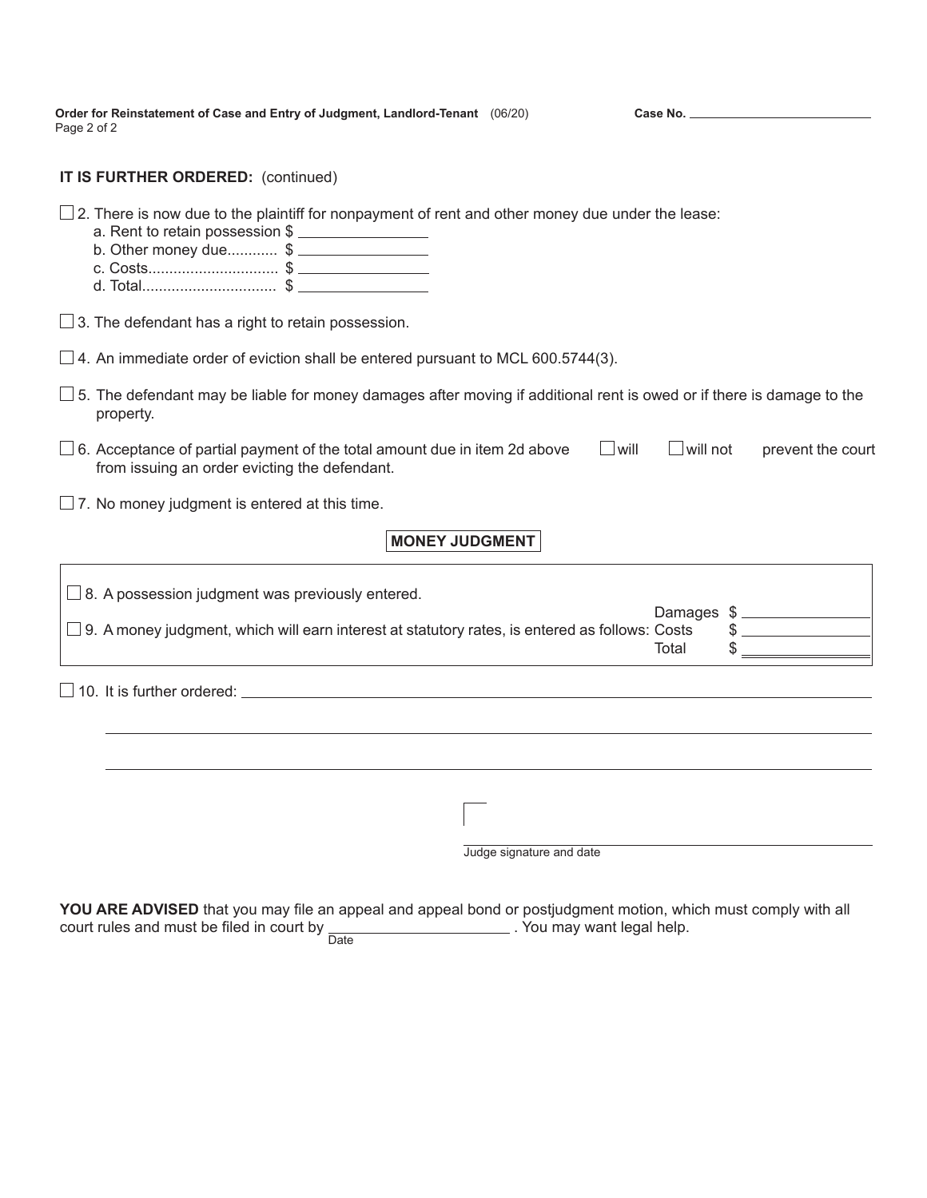Order for Reinstatement of Case and Entry of Judgment, Landlord-Tenant (06/20)

Case No. ______________________

**IT IS FURTHER ORDERED:** (continued)

☐ 2. There is now due to the plaintiff for nonpayment of rent and other money due under the lease:
   a. Rent to retain possession $ ______________
   b. Other money due............ $ ______________
   c. Costs.............................. $ ______________
   d. Total............................... $ ______________

☐ 3. The defendant has a right to retain possession.

☐ 4. An immediate order of eviction shall be entered pursuant to MCL 600.5744(3).

☐ 5. The defendant may be liable for money damages after moving if additional rent is owed or if there is damage to the property.

☐ 6. Acceptance of partial payment of the total amount due in item 2d above ☐ will ☐ will not prevent the court from issuing an order evicting the defendant.

☐ 7. No money judgment is entered at this time.

**MONEY JUDGMENT**

☐ 8. A possession judgment was previously entered.

☐ 9. A money judgment, which will earn interest at statutory rates, is entered as follows:

| | |
|---|---|
| Damages | $ ______________ |
| Costs | $ ______________ |
| Total | $ ______________ |

☐ 10. It is further ordered: ______________________________________________

______________________________________________

______________________________________________

______________________________________________
Judge signature and date

**YOU ARE ADVISED** that you may file an appeal and appeal bond or postjudgment motion, which must comply with all court rules and must be filed in court by ______________ (Date). You may want legal help.